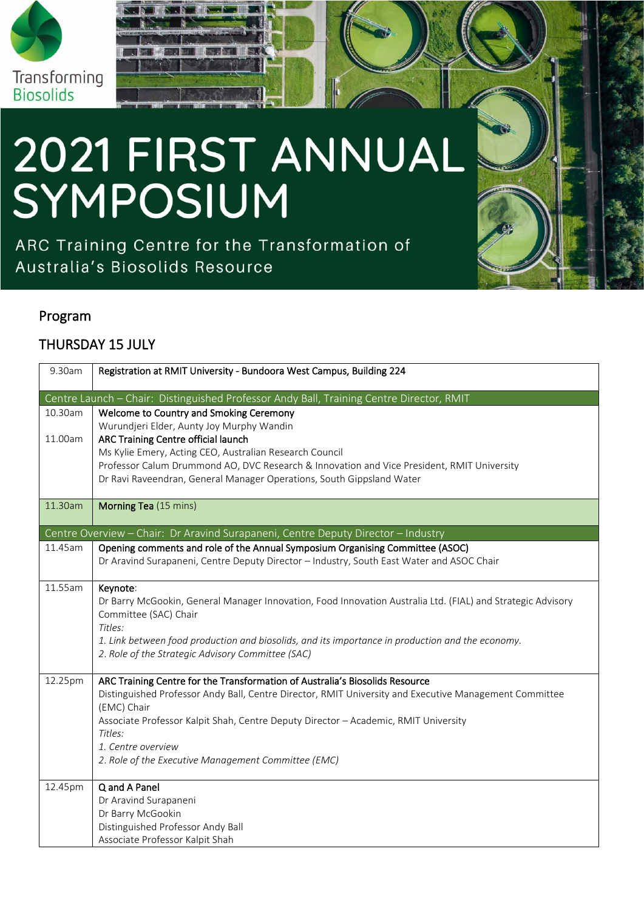Transforming Biosolids

# 2021 FIRST ANNUAL SYMPOSIUM

ARC Training Centre for the Transformation of Australia's Biosolids Resource

## Program

## THURSDAY 15 JULY

| | |
|---|---|
| 9.30am | **Registration at RMIT University - Bundoora West Campus, Building 224** |
| Centre Launch – Chair: Distinguished Professor Andy Ball, Training Centre Director, RMIT | |
| 10.30am | **Welcome to Country and Smoking Ceremony**<br>Wurundjeri Elder, Aunty Joy Murphy Wandin |
| 11.00am | **ARC Training Centre official launch**<br>Ms Kylie Emery, Acting CEO, Australian Research Council<br>Professor Calum Drummond AO, DVC Research & Innovation and Vice President, RMIT University<br>Dr Ravi Raveendran, General Manager Operations, South Gippsland Water |
| 11.30am | **Morning Tea** (15 mins) |
| Centre Overview – Chair: Dr Aravind Surapaneni, Centre Deputy Director – Industry | |
| 11.45am | **Opening comments and role of the Annual Symposium Organising Committee (ASOC)**<br>Dr Aravind Surapaneni, Centre Deputy Director – Industry, South East Water and ASOC Chair |
| 11.55am | **Keynote**:<br>Dr Barry McGookin, General Manager Innovation, Food Innovation Australia Ltd. (FIAL) and Strategic Advisory Committee (SAC) Chair<br>*Titles:*<br>*1. Link between food production and biosolids, and its importance in production and the economy.*<br>*2. Role of the Strategic Advisory Committee (SAC)* |
| 12.25pm | **ARC Training Centre for the Transformation of Australia's Biosolids Resource**<br>Distinguished Professor Andy Ball, Centre Director, RMIT University and Executive Management Committee (EMC) Chair<br>Associate Professor Kalpit Shah, Centre Deputy Director – Academic, RMIT University<br>*Titles:*<br>*1. Centre overview*<br>*2. Role of the Executive Management Committee (EMC)* |
| 12.45pm | **Q and A Panel**<br>Dr Aravind Surapaneni<br>Dr Barry McGookin<br>Distinguished Professor Andy Ball<br>Associate Professor Kalpit Shah |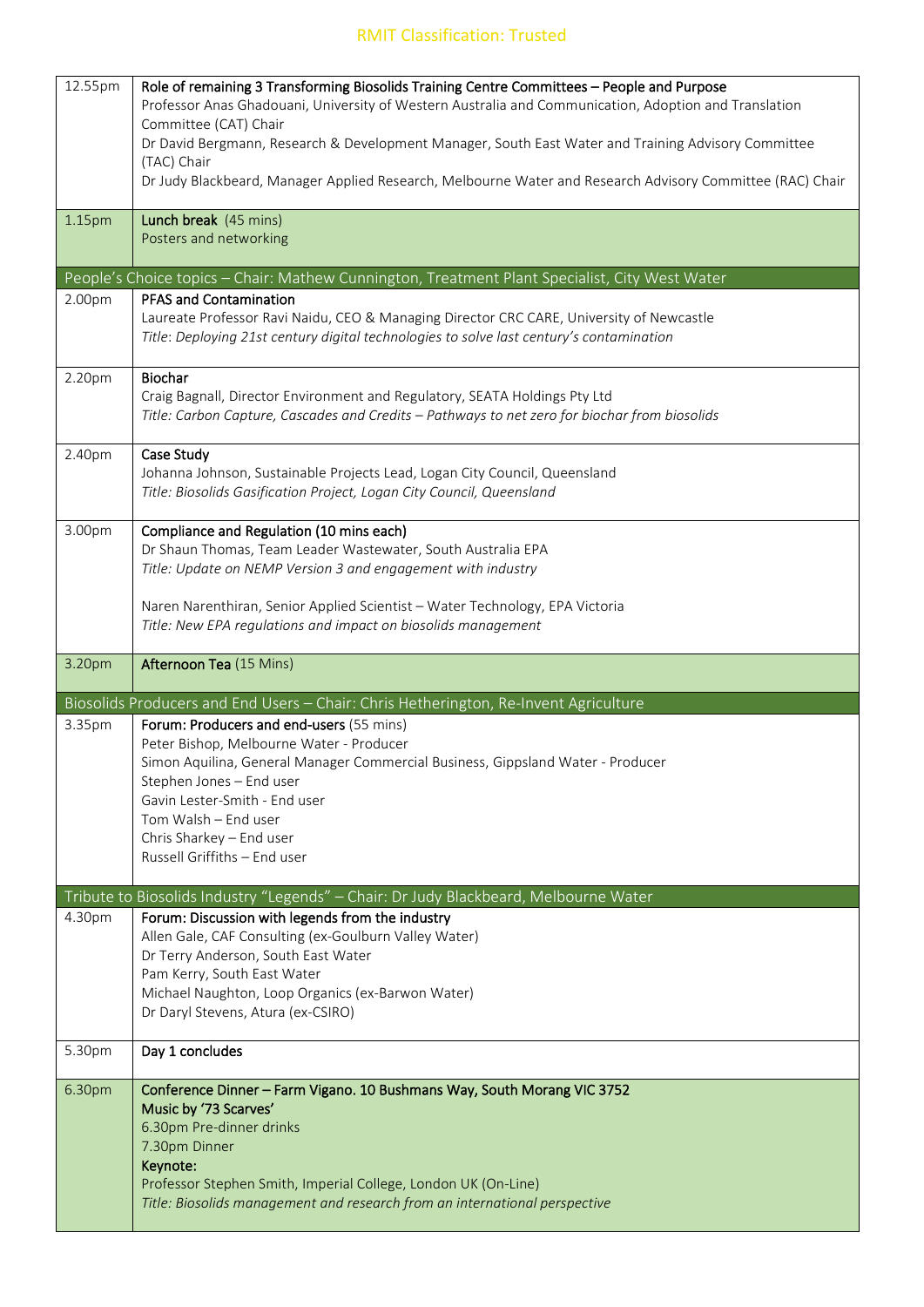| | |
|---|---|
| 12.55pm | **Role of remaining 3 Transforming Biosolids Training Centre Committees – People and Purpose**<br>Professor Anas Ghadouani, University of Western Australia and Communication, Adoption and Translation Committee (CAT) Chair<br>Dr David Bergmann, Research & Development Manager, South East Water and Training Advisory Committee (TAC) Chair<br>Dr Judy Blackbeard, Manager Applied Research, Melbourne Water and Research Advisory Committee (RAC) Chair |
| 1.15pm | **Lunch break** (45 mins)<br>Posters and networking |
| **People's Choice topics – Chair: Mathew Cunnington, Treatment Plant Specialist, City West Water** | |
| 2.00pm | **PFAS and Contamination**<br>Laureate Professor Ravi Naidu, CEO & Managing Director CRC CARE, University of Newcastle<br>*Title: Deploying 21st century digital technologies to solve last century's contamination* |
| 2.20pm | **Biochar**<br>Craig Bagnall, Director Environment and Regulatory, SEATA Holdings Pty Ltd<br>*Title: Carbon Capture, Cascades and Credits – Pathways to net zero for biochar from biosolids* |
| 2.40pm | **Case Study**<br>Johanna Johnson, Sustainable Projects Lead, Logan City Council, Queensland<br>*Title: Biosolids Gasification Project, Logan City Council, Queensland* |
| 3.00pm | **Compliance and Regulation (10 mins each)**<br>Dr Shaun Thomas, Team Leader Wastewater, South Australia EPA<br>*Title: Update on NEMP Version 3 and engagement with industry*<br><br>Naren Narenthiran, Senior Applied Scientist – Water Technology, EPA Victoria<br>*Title: New EPA regulations and impact on biosolids management* |
| 3.20pm | **Afternoon Tea** (15 Mins) |
| **Biosolids Producers and End Users – Chair: Chris Hetherington, Re-Invent Agriculture** | |
| 3.35pm | **Forum: Producers and end-users** (55 mins)<br>Peter Bishop, Melbourne Water - Producer<br>Simon Aquilina, General Manager Commercial Business, Gippsland Water - Producer<br>Stephen Jones – End user<br>Gavin Lester-Smith - End user<br>Tom Walsh – End user<br>Chris Sharkey – End user<br>Russell Griffiths – End user |
| **Tribute to Biosolids Industry "Legends" – Chair: Dr Judy Blackbeard, Melbourne Water** | |
| 4.30pm | **Forum: Discussion with legends from the industry**<br>Allen Gale, CAF Consulting (ex-Goulburn Valley Water)<br>Dr Terry Anderson, South East Water<br>Pam Kerry, South East Water<br>Michael Naughton, Loop Organics (ex-Barwon Water)<br>Dr Daryl Stevens, Atura (ex-CSIRO) |
| 5.30pm | **Day 1 concludes** |
| 6.30pm | **Conference Dinner – Farm Vigano. 10 Bushmans Way, South Morang VIC 3752**<br>**Music by '73 Scarves'**<br>6.30pm Pre-dinner drinks<br>7.30pm Dinner<br>**Keynote:**<br>Professor Stephen Smith, Imperial College, London UK (On-Line)<br>*Title: Biosolids management and research from an international perspective* |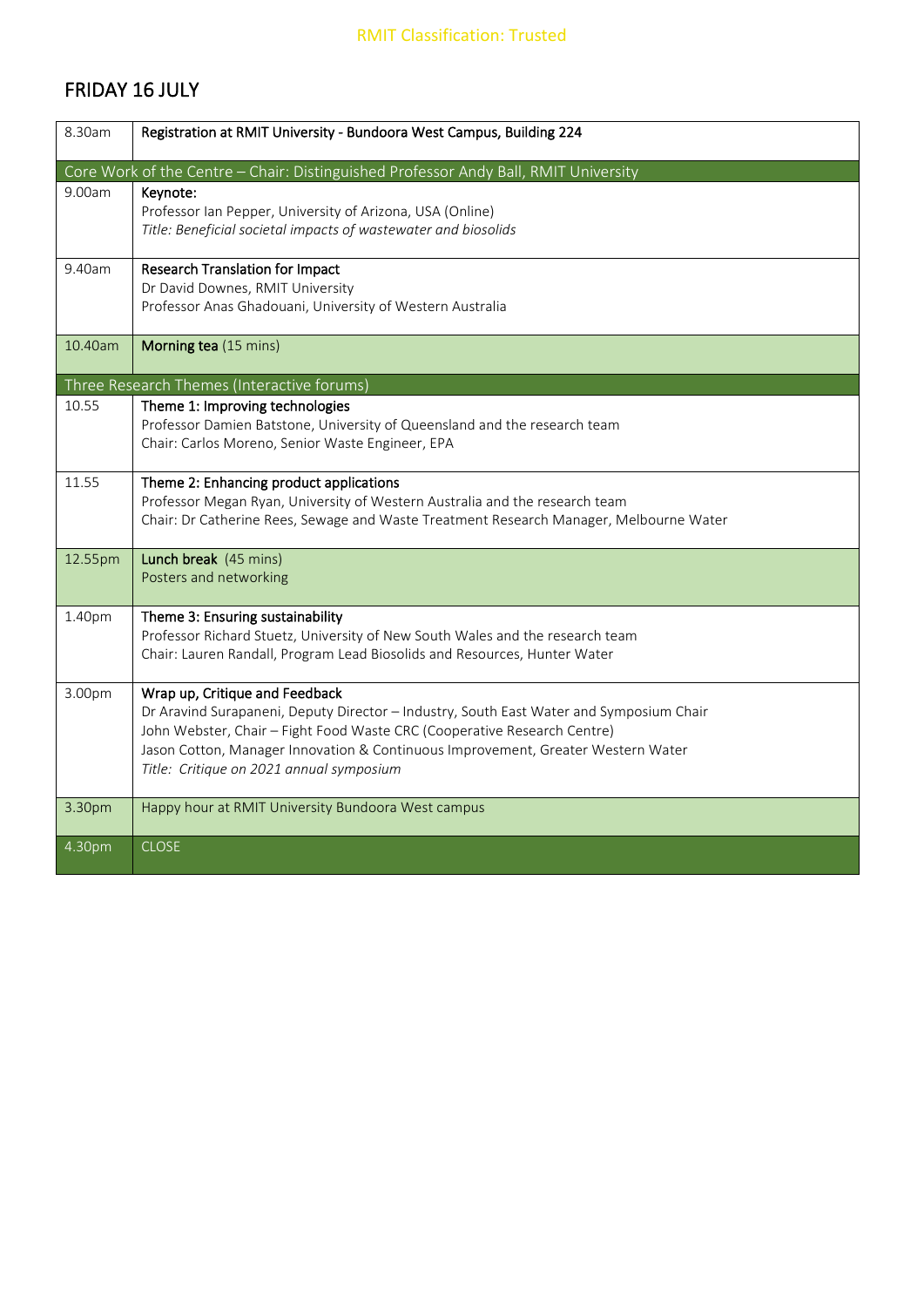## FRIDAY 16 JULY

| | |
|---|---|
| 8.30am | **Registration at RMIT University - Bundoora West Campus, Building 224** |
| Core Work of the Centre – Chair: Distinguished Professor Andy Ball, RMIT University | |
| 9.00am | **Keynote:**<br>Professor Ian Pepper, University of Arizona, USA (Online)<br>*Title: Beneficial societal impacts of wastewater and biosolids* |
| 9.40am | **Research Translation for Impact**<br>Dr David Downes, RMIT University<br>Professor Anas Ghadouani, University of Western Australia |
| 10.40am | **Morning tea** (15 mins) |
| Three Research Themes (Interactive forums) | |
| 10.55 | **Theme 1: Improving technologies**<br>Professor Damien Batstone, University of Queensland and the research team<br>Chair: Carlos Moreno, Senior Waste Engineer, EPA |
| 11.55 | **Theme 2: Enhancing product applications**<br>Professor Megan Ryan, University of Western Australia and the research team<br>Chair: Dr Catherine Rees, Sewage and Waste Treatment Research Manager, Melbourne Water |
| 12.55pm | **Lunch break** (45 mins)<br>Posters and networking |
| 1.40pm | **Theme 3: Ensuring sustainability**<br>Professor Richard Stuetz, University of New South Wales and the research team<br>Chair: Lauren Randall, Program Lead Biosolids and Resources, Hunter Water |
| 3.00pm | **Wrap up, Critique and Feedback**<br>Dr Aravind Surapaneni, Deputy Director – Industry, South East Water and Symposium Chair<br>John Webster, Chair – Fight Food Waste CRC (Cooperative Research Centre)<br>Jason Cotton, Manager Innovation & Continuous Improvement, Greater Western Water<br>*Title: Critique on 2021 annual symposium* |
| 3.30pm | Happy hour at RMIT University Bundoora West campus |
| 4.30pm | CLOSE |